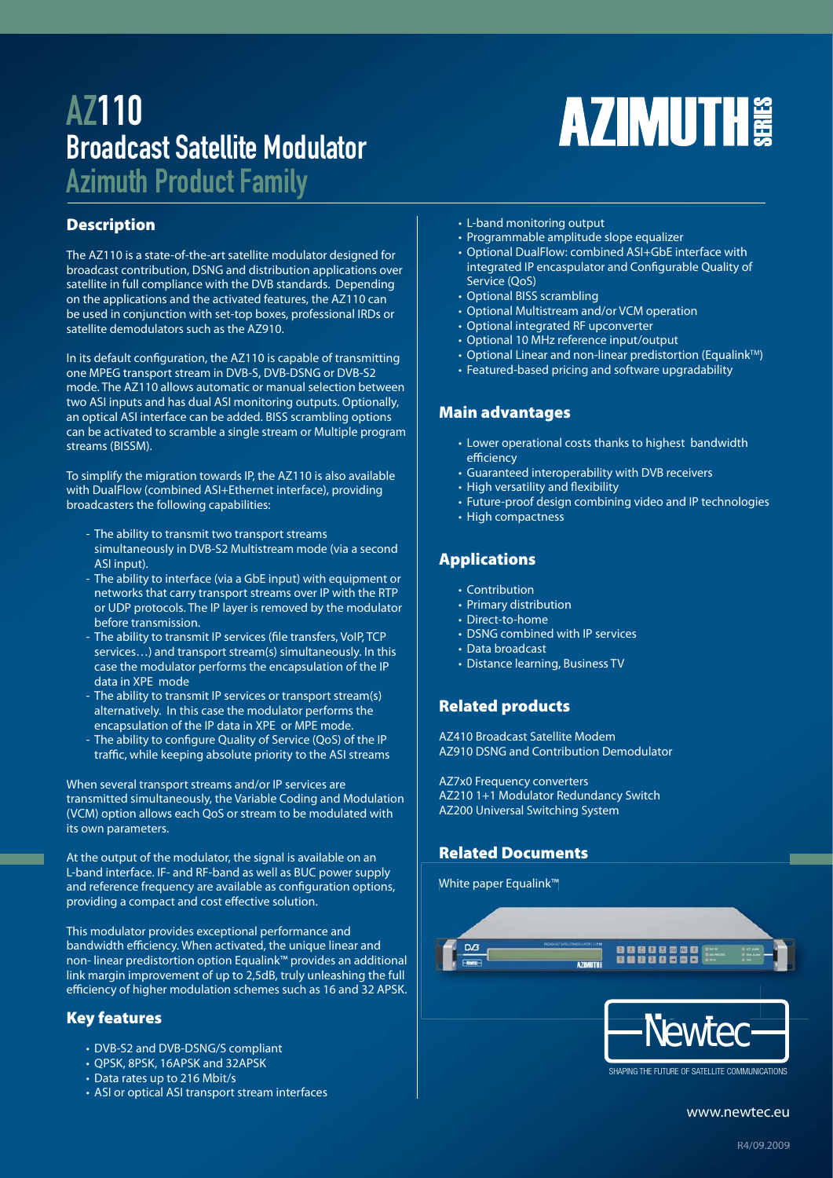# AZ110 Broadcast Satellite Modulator

## Azimuth Product Family

AZIMUTH SERIES

## Description

The AZ110 is a state-of-the-art satellite modulator designed for broadcast contribution, DSNG and distribution applications over satellite in full compliance with the DVB standards. Depending on the applications and the activated features, the AZ110 can be used in conjunction with set-top boxes, professional IRDs or satellite demodulators such as the AZ910.

In its default configuration, the AZ110 is capable of transmitting one MPEG transport stream in DVB-S, DVB-DSNG or DVB-S2 mode. The AZ110 allows automatic or manual selection between two ASI inputs and has dual ASI monitoring outputs. Optionally, an optical ASI interface can be added. BISS scrambling options can be activated to scramble a single stream or Multiple program streams (BISSM).

To simplify the migration towards IP, the AZ110 is also available with DualFlow (combined ASI+Ethernet interface), providing broadcasters the following capabilities:

- The ability to transmit two transport streams simultaneously in DVB-S2 Multistream mode (via a second ASI input).
- The ability to interface (via a GbE input) with equipment or networks that carry transport streams over IP with the RTP or UDP protocols. The IP layer is removed by the modulator before transmission.
- The ability to transmit IP services (file transfers, VoIP, TCP services…) and transport stream(s) simultaneously. In this case the modulator performs the encapsulation of the IP data in XPE mode
- The ability to transmit IP services or transport stream(s) alternatively. In this case the modulator performs the encapsulation of the IP data in XPE or MPE mode.
- The ability to configure Quality of Service (QoS) of the IP traffic, while keeping absolute priority to the ASI streams

When several transport streams and/or IP services are transmitted simultaneously, the Variable Coding and Modulation (VCM) option allows each QoS or stream to be modulated with its own parameters.

At the output of the modulator, the signal is available on an L-band interface. IF- and RF-band as well as BUC power supply and reference frequency are available as configuration options, providing a compact and cost effective solution.

This modulator provides exceptional performance and bandwidth efficiency. When activated, the unique linear and non- linear predistortion option Equalink™ provides an additional link margin improvement of up to 2,5dB, truly unleashing the full efficiency of higher modulation schemes such as 16 and 32 APSK.

## Key features

- DVB-S2 and DVB-DSNG/S compliant
- QPSK, 8PSK, 16APSK and 32APSK
- Data rates up to 216 Mbit/s
- ASI or optical ASI transport stream interfaces
- L-band monitoring output
- Programmable amplitude slope equalizer
- Optional DualFlow: combined ASI+GbE interface with integrated IP encapsulator and Configurable Quality of Service (QoS)
- Optional BISS scrambling
- Optional Multistream and/or VCM operation
- Optional integrated RF upconverter
- Optional 10 MHz reference input/output
- Optional Linear and non-linear predistortion (Equalink™)
- Featured-based pricing and software upgradability

## Main advantages

- Lower operational costs thanks to highest bandwidth efficiency
- Guaranteed interoperability with DVB receivers
- High versatility and flexibility
- Future-proof design combining video and IP technologies
- High compactness

## Applications

- Contribution
- Primary distribution
- Direct-to-home
- DSNG combined with IP services
- Data broadcast
- Distance learning, Business TV

## Related products

AZ410 Broadcast Satellite Modem
AZ910 DSNG and Contribution Demodulator

AZ7x0 Frequency converters
AZ210 1+1 Modulator Redundancy Switch
AZ200 Universal Switching System

## Related Documents

White paper Equalink™

Newtec
SHAPING THE FUTURE OF SATELLITE COMMUNICATIONS

www.newtec.eu

R4/09.2009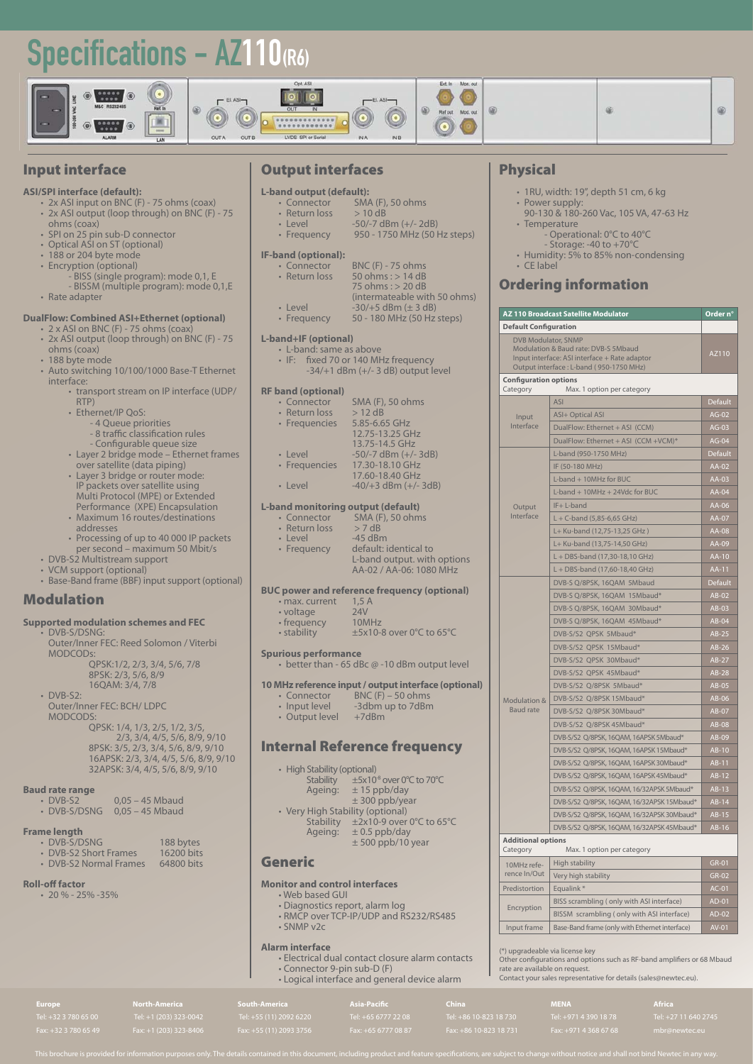# Specifications – AZ110(R6)

## Input interface

**ASI/SPI interface (default):**

- 2x ASI input on BNC (F) - 75 ohms (coax)
- 2x ASI output (loop through) on BNC (F) - 75 ohms (coax)
- SPI on 25 pin sub-D connector
- Optical ASI on ST (optional)
- 188 or 204 byte mode
- Encryption (optional)
  - BISS (single program): mode 0,1, E
  - BISSM (multiple program): mode 0,1,E
- Rate adapter

**DualFlow: Combined ASI+Ethernet (optional)**

- 2 x ASI on BNC (F) - 75 ohms (coax)
- 2x ASI output (loop through) on BNC (F) - 75 ohms (coax)
- 188 byte mode
- Auto switching 10/100/1000 Base-T Ethernet interface:
  - transport stream on IP interface (UDP/ RTP)
  - Ethernet/IP QoS:
    - 4 Queue priorities
    - 8 traffic classification rules
    - Configurable queue size
  - Layer 2 bridge mode – Ethernet frames over satellite (data piping)
  - Layer 3 bridge or router mode: IP packets over satellite using Multi Protocol (MPE) or Extended Performance (XPE) Encapsulation
  - Maximum 16 routes/destinations addresses
  - Processing of up to 40 000 IP packets per second – maximum 50 Mbit/s
- DVB-S2 Multistream support
- VCM support (optional)
- Base-Band frame (BBF) input support (optional)

## Modulation

**Supported modulation schemes and FEC**

- DVB-S/DSNG:
  Outer/Inner FEC: Reed Solomon / Viterbi
  MODCODs:
  QPSK:1/2, 2/3, 3/4, 5/6, 7/8
  8PSK: 2/3, 5/6, 8/9
  16QAM: 3/4, 7/8
- DVB-S2:
  Outer/Inner FEC: BCH/ LDPC
  MODCODS:
  QPSK: 1/4, 1/3, 2/5, 1/2, 3/5, 2/3, 3/4, 4/5, 5/6, 8/9, 9/10
  8PSK: 3/5, 2/3, 3/4, 5/6, 8/9, 9/10
  16APSK: 2/3, 3/4, 4/5, 5/6, 8/9, 9/10
  32APSK: 3/4, 4/5, 5/6, 8/9, 9/10

**Baud rate range**

- DVB-S2 0,05 – 45 Mbaud
- DVB-S/DSNG 0,05 – 45 Mbaud

**Frame length**

- DVB-S/DSNG 188 bytes
- DVB-S2 Short Frames 16200 bits
- DVB-S2 Normal Frames 64800 bits

**Roll-off factor**

- 20 % - 25% -35%

## Output interfaces

**L-band output (default):**

- Connector SMA (F), 50 ohms
- Return loss > 10 dB
- Level -50/-7 dBm (+/- 2dB)
- Frequency 950 - 1750 MHz (50 Hz steps)

**IF-band (optional):**

- Connector BNC (F) - 75 ohms
- Return loss 50 ohms : > 14 dB
  75 ohms : > 20 dB
  (intermateable with 50 ohms)
- Level -30/+5 dBm (± 3 dB)
- Frequency 50 - 180 MHz (50 Hz steps)

**L-band+IF (optional)**

- L-band: same as above
- IF: fixed 70 or 140 MHz frequency
  -34/+1 dBm (+/- 3 dB) output level

**RF band (optional)**

- Connector SMA (F), 50 ohms
- Return loss > 12 dB
- Frequencies 5.85-6.65 GHz
  12.75-13.25 GHz
  13.75-14.5 GHz
- Level -50/-7 dBm (+/- 3dB)
- Frequencies 17.30-18.10 GHz
  17.60-18.40 GHz
- Level -40/+3 dBm (+/- 3dB)

**L-band monitoring output (default)**

- Connector SMA (F), 50 ohms
- Return loss > 7 dB
- Level -45 dBm
- Frequency default: identical to L-band output. with options AA-02 / AA-06: 1080 MHz

**BUC power and reference frequency (optional)**

- max. current 1,5 A
- voltage 24V
- frequency 10MHz
- stability ±5x10-8 over 0°C to 65°C

**Spurious performance**

- better than - 65 dBc @ -10 dBm output level

**10 MHz reference input / output interface (optional)**

- Connector BNC (F) – 50 ohms
- Input level -3dbm up to 7dBm
- Output level +7dBm

## Internal Reference frequency

- High Stability (optional)
  Stability $\pm 5 \times 10^{-8}$ over 0°C to 70°C
  Ageing: ± 15 ppb/day
  ± 300 ppb/year
- Very High Stability (optional)
  Stability ±2x10-9 over 0°C to 65°C
  Ageing: ± 0.5 ppb/day
  ± 500 ppb/10 year

## Generic

**Monitor and control interfaces**

- Web based GUI
- Diagnostics report, alarm log
- RMCP over TCP-IP/UDP and RS232/RS485
- SNMP v2c

**Alarm interface**

- Electrical dual contact closure alarm contacts
- Connector 9-pin sub-D (F)
- Logical interface and general device alarm

## Physical

- 1RU, width: 19", depth 51 cm, 6 kg
- Power supply:
  90-130 & 180-260 Vac, 105 VA, 47-63 Hz
- Temperature
  - Operational: 0°C to 40°C
  - Storage: -40 to +70°C
- Humidity: 5% to 85% non-condensing
- CE label

## Ordering information

| AZ 110 Broadcast Satellite Modulator | | Order n° |
|---|---|---|
| **Default Configuration** | | |
| DVB Modulator, SNMP<br>Modulation & Baud rate: DVB-S 5Mbaud<br>Input interface: ASI interface + Rate adaptor<br>Output interface : L-band ( 950-1750 MHz) | | AZ110 |
| **Configuration options**<br>Category | Max. 1 option per category | |
| Input Interface | ASI | Default |
| | ASI+ Optical ASI | AG-02 |
| | DualFlow: Ethernet + ASI (CCM) | AG-03 |
| | DualFlow: Ethernet + ASI (CCM +VCM)* | AG-04 |
| Output Interface | L-band (950-1750 MHz) | Default |
| | IF (50-180 MHz) | AA-02 |
| | L-band + 10MHz for BUC | AA-03 |
| | L-band + 10MHz + 24Vdc for BUC | AA-04 |
| | IF+ L-band | AA-06 |
| | L + C-band (5,85-6,65 GHz) | AA-07 |
| | L+ Ku-band (12,75-13,25 GHz ) | AA-08 |
| | L+ Ku-band (13,75-14,50 GHz) | AA-09 |
| | L + DBS-band (17,30-18,10 GHz) | AA-10 |
| | L + DBS-band (17,60-18,40 GHz) | AA-11 |
| Modulation & Baud rate | DVB-S Q/8PSK, 16QAM 5Mbaud | Default |
| | DVB-S Q/8PSK, 16QAM 15Mbaud* | AB-02 |
| | DVB-S Q/8PSK, 16QAM 30Mbaud* | AB-03 |
| | DVB-S Q/8PSK, 16QAM 45Mbaud* | AB-04 |
| | DVB-S/S2 QPSK 5Mbaud* | AB-25 |
| | DVB-S/S2 QPSK 15Mbaud* | AB-26 |
| | DVB-S/S2 QPSK 30Mbaud* | AB-27 |
| | DVB-S/S2 QPSK 45Mbaud* | AB-28 |
| | DVB-S/S2 Q/8PSK 5Mbaud* | AB-05 |
| | DVB-S/S2 Q/8PSK 15Mbaud* | AB-06 |
| | DVB-S/S2 Q/8PSK 30Mbaud* | AB-07 |
| | DVB-S/S2 Q/8PSK 45Mbaud* | AB-08 |
| | DVB-S/S2 Q/8PSK, 16QAM, 16APSK 5Mbaud* | AB-09 |
| | DVB-S/S2 Q/8PSK, 16QAM, 16APSK 15Mbaud* | AB-10 |
| | DVB-S/S2 Q/8PSK, 16QAM, 16APSK 30Mbaud* | AB-11 |
| | DVB-S/S2 Q/8PSK, 16QAM, 16APSK 45Mbaud* | AB-12 |
| | DVB-S/S2 Q/8PSK, 16QAM, 16/32APSK 5Mbaud* | AB-13 |
| | DVB-S/S2 Q/8PSK, 16QAM, 16/32APSK 15Mbaud* | AB-14 |
| | DVB-S/S2 Q/8PSK, 16QAM, 16/32APSK 30Mbaud* | AB-15 |
| | DVB-S/S2 Q/8PSK, 16QAM, 16/32APSK 45Mbaud* | AB-16 |
| **Additional options**<br>Category | Max. 1 option per category | |
| 10MHz reference In/Out | High stability | GR-01 |
| | Very high stability | GR-02 |
| Predistortion | Equalink * | AC-01 |
| Encryption | BISS scrambling ( only with ASI interface) | AD-01 |
| | BISSM scrambling ( only with ASI interface) | AD-02 |
| Input frame | Base-Band frame (only with Ethernet interface) | AV-01 |

(*) upgradeable via license key
Other configurations and options such as RF-band amplifiers or 68 Mbaud rate are available on request.
Contact your sales representative for details (sales@newtec.eu).

| Europe | North-America | South-America | Asia-Pacific | China | MENA | Africa |
|---|---|---|---|---|---|---|
| Tel: +32 3 780 65 00 | Tel: +1 (203) 323-0042 | Tel: +55 (11) 2092 6220 | Tel: +65 6777 22 08 | Tel: +86 10-823 18 730 | Tel: +971 4 390 18 78 | Tel: +27 11 640 2745 |
| Fax: +32 3 780 65 49 | Fax: +1 (203) 323-8406 | Fax: +55 (11) 2093 3756 | Fax: +65 6777 08 87 | Fax: +86 10-823 18 731 | Fax: +971 4 368 67 68 | mbr@newtec.eu |

This brochure is provided for information purposes only. The details contained in this document, including product and feature specifications, are subject to change without notice and shall not bind Newtec in any way.